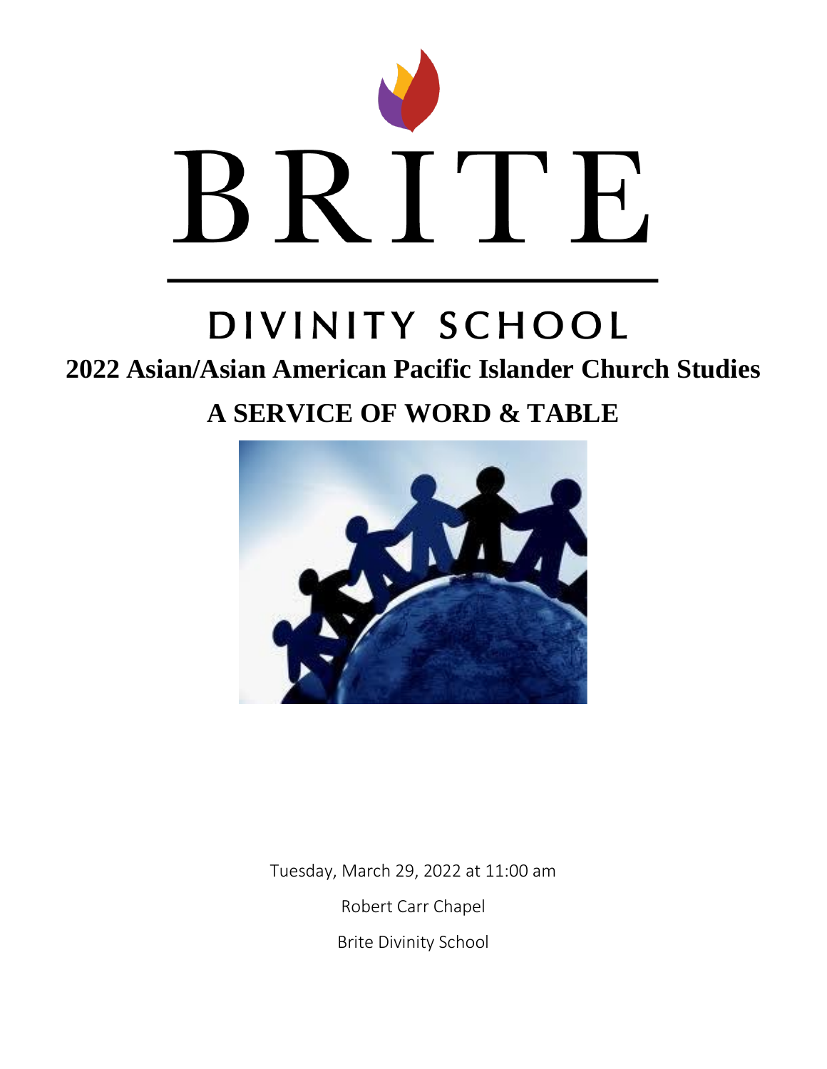# BRITE

## DIVINITY SCHOOL

## 2022 Asian/Asian American Pacific Islander Church Studies

## A SERVICE OF WORD & TABLE

Tuesday, March 29, 2022 at 11:00 am

Robert Carr Chapel

Brite Divinity School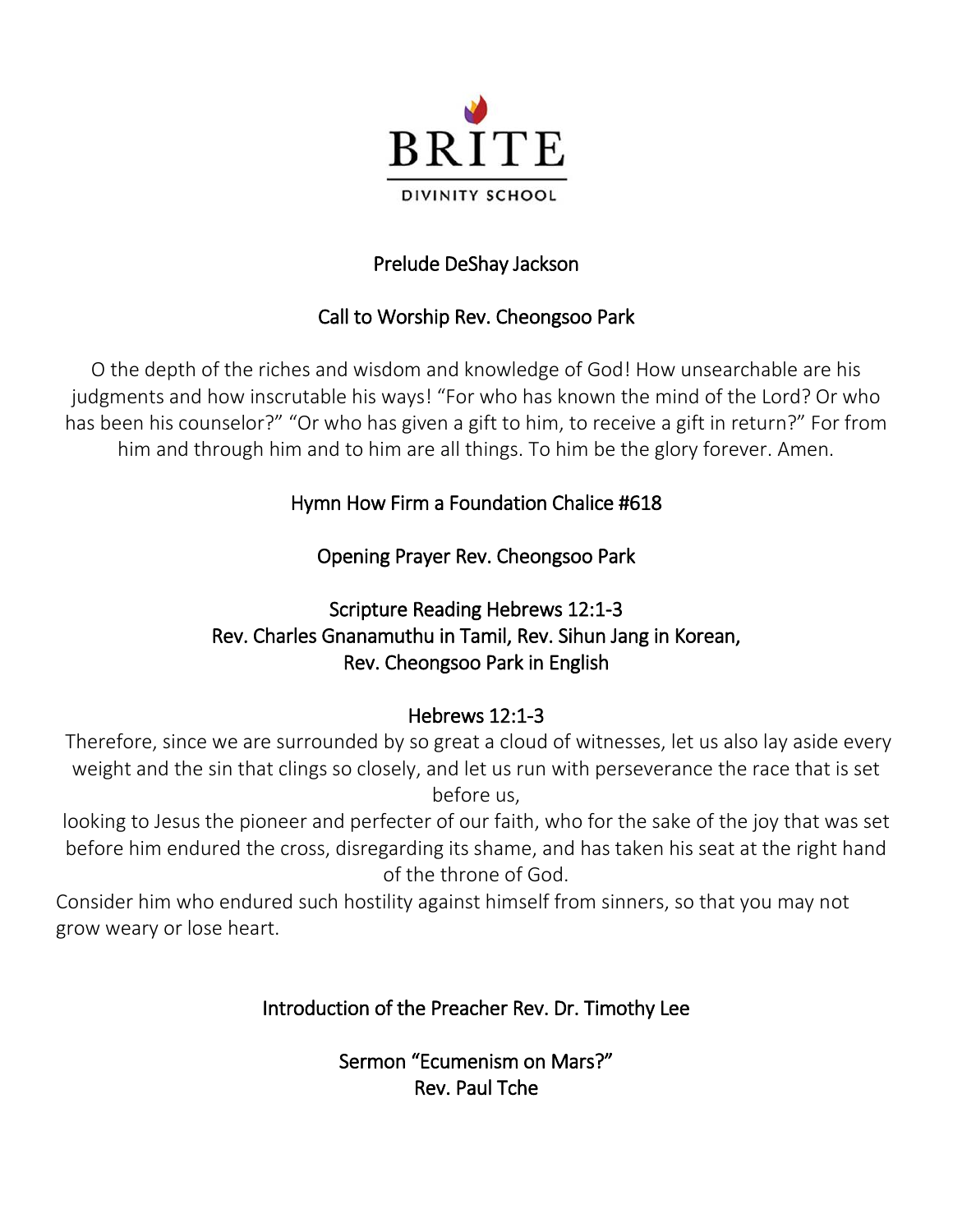BRITE

DIVINITY SCHOOL

Prelude DeShay Jackson

Call to Worship Rev. Cheongsoo Park

O the depth of the riches and wisdom and knowledge of God! How unsearchable are his judgments and how inscrutable his ways! "For who has known the mind of the Lord? Or who has been his counselor?" "Or who has given a gift to him, to receive a gift in return?" For from him and through him and to him are all things. To him be the glory forever. Amen.

Hymn How Firm a Foundation Chalice #618

Opening Prayer Rev. Cheongsoo Park

Scripture Reading Hebrews 12:1-3
Rev. Charles Gnanamuthu in Tamil, Rev. Sihun Jang in Korean,
Rev. Cheongsoo Park in English

Hebrews 12:1-3

Therefore, since we are surrounded by so great a cloud of witnesses, let us also lay aside every weight and the sin that clings so closely, and let us run with perseverance the race that is set before us,

looking to Jesus the pioneer and perfecter of our faith, who for the sake of the joy that was set before him endured the cross, disregarding its shame, and has taken his seat at the right hand of the throne of God.

Consider him who endured such hostility against himself from sinners, so that you may not grow weary or lose heart.

Introduction of the Preacher Rev. Dr. Timothy Lee

Sermon "Ecumenism on Mars?"
Rev. Paul Tche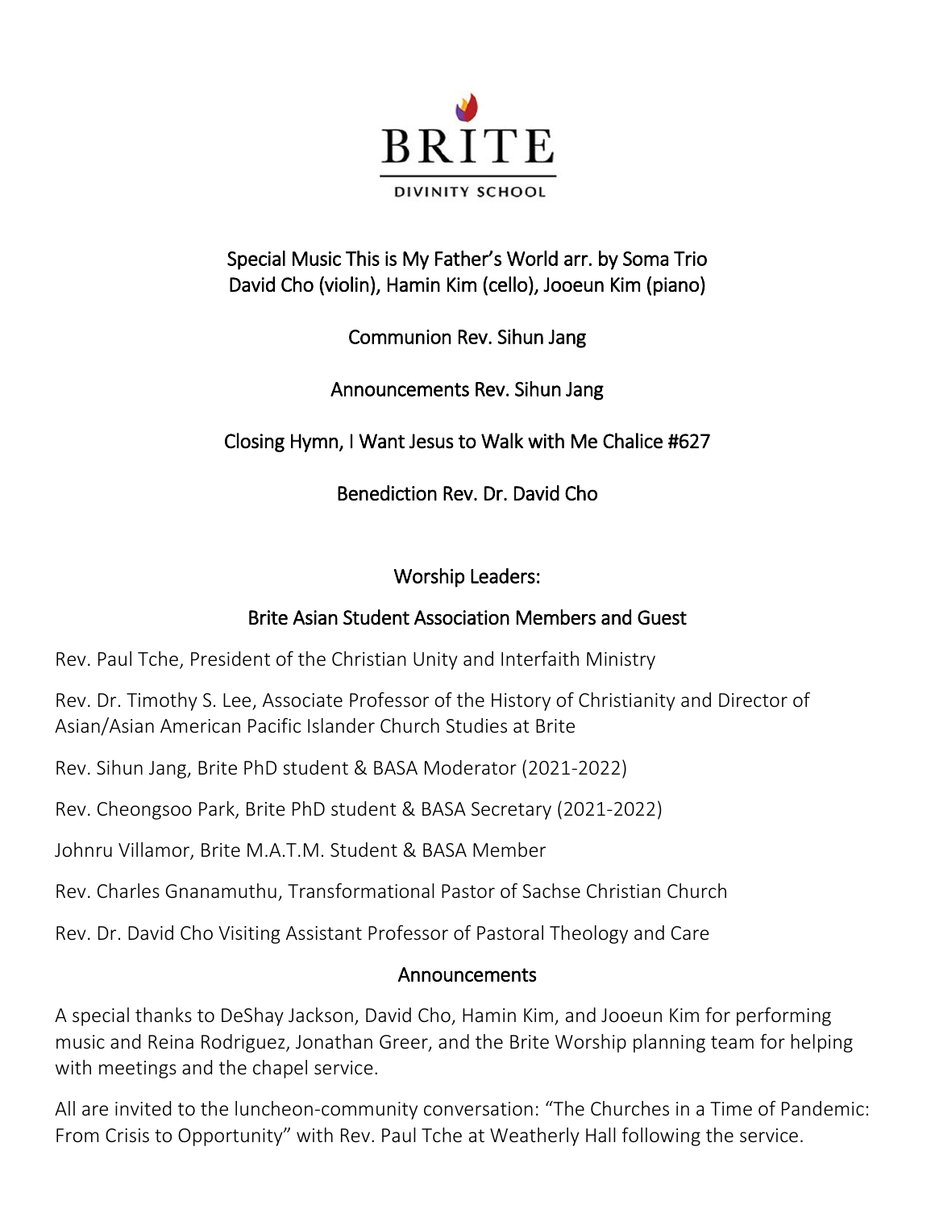BRITE

DIVINITY SCHOOL

Special Music This is My Father's World arr. by Soma Trio
David Cho (violin), Hamin Kim (cello), Jooeun Kim (piano)

Communion Rev. Sihun Jang

Announcements Rev. Sihun Jang

Closing Hymn, I Want Jesus to Walk with Me Chalice #627

Benediction Rev. Dr. David Cho

## Worship Leaders:

### Brite Asian Student Association Members and Guest

Rev. Paul Tche, President of the Christian Unity and Interfaith Ministry

Rev. Dr. Timothy S. Lee, Associate Professor of the History of Christianity and Director of Asian/Asian American Pacific Islander Church Studies at Brite

Rev. Sihun Jang, Brite PhD student & BASA Moderator (2021-2022)

Rev. Cheongsoo Park, Brite PhD student & BASA Secretary (2021-2022)

Johnru Villamor, Brite M.A.T.M. Student & BASA Member

Rev. Charles Gnanamuthu, Transformational Pastor of Sachse Christian Church

Rev. Dr. David Cho Visiting Assistant Professor of Pastoral Theology and Care

## Announcements

A special thanks to DeShay Jackson, David Cho, Hamin Kim, and Jooeun Kim for performing music and Reina Rodriguez, Jonathan Greer, and the Brite Worship planning team for helping with meetings and the chapel service.

All are invited to the luncheon-community conversation: "The Churches in a Time of Pandemic: From Crisis to Opportunity" with Rev. Paul Tche at Weatherly Hall following the service.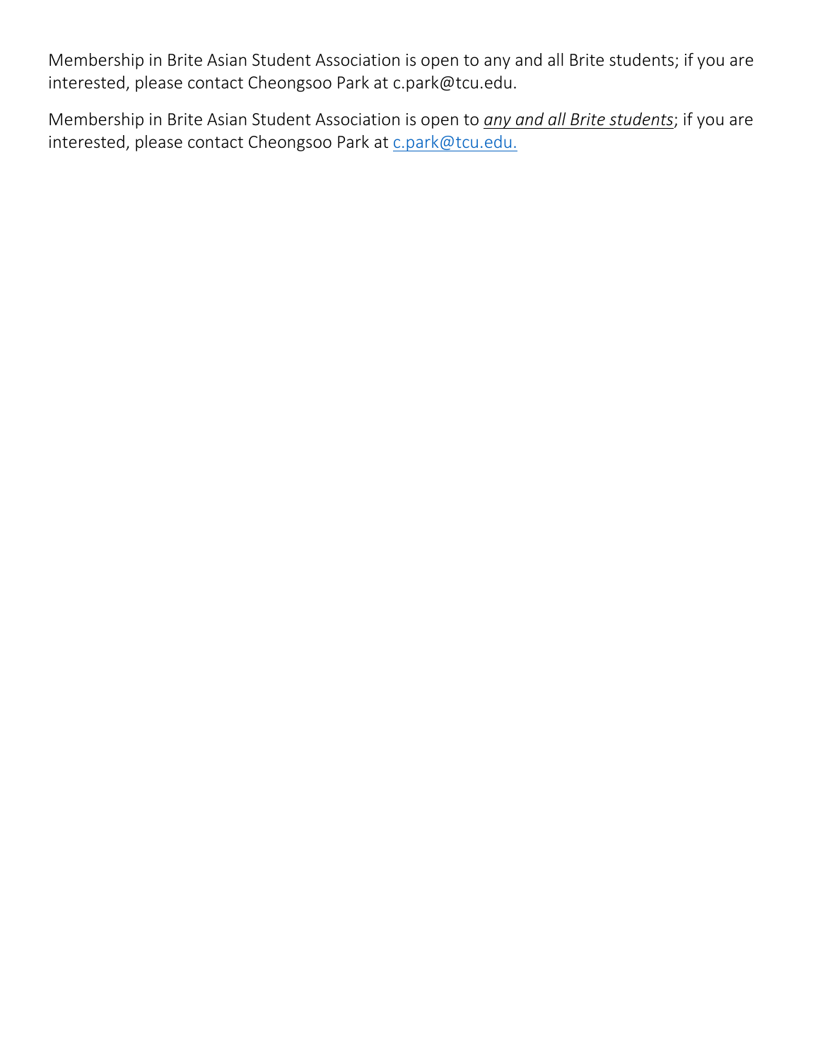Membership in Brite Asian Student Association is open to any and all Brite students; if you are interested, please contact Cheongsoo Park at c.park@tcu.edu.

Membership in Brite Asian Student Association is open to ***any and all Brite students***; if you are interested, please contact Cheongsoo Park at [c.park@tcu.edu.](mailto:c.park@tcu.edu)